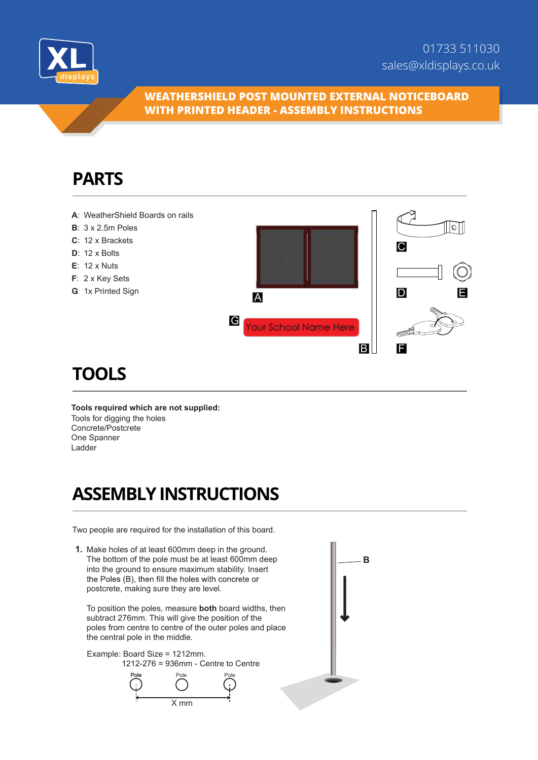01733 511030
sales@xldisplays.co.uk

# WEATHERSHIELD POST MOUNTED EXTERNAL NOTICEBOARD WITH PRINTED HEADER - ASSEMBLY INSTRUCTIONS

## PARTS

**A**: WeatherShield Boards on rails
**B**: 3 x 2.5m Poles
**C**: 12 x Brackets
**D**: 12 x Bolts
**E**: 12 x Nuts
**F**: 2 x Key Sets
**G**: 1x Printed Sign

## TOOLS

**Tools required which are not supplied:**
Tools for digging the holes
Concrete/Postcrete
One Spanner
Ladder

## ASSEMBLY INSTRUCTIONS

Two people are required for the installation of this board.

1. Make holes of at least 600mm deep in the ground. The bottom of the pole must be at least 600mm deep into the ground to ensure maximum stability. Insert the Poles (B), then fill the holes with concrete or postcrete, making sure they are level.

   To position the poles, measure **both** board widths, then subtract 276mm. This will give the position of the poles from centre to centre of the outer poles and place the central pole in the middle.

   Example: Board Size = 1212mm.
   1212-276 = 936mm - Centre to Centre

   Pole Pole Pole
   X mm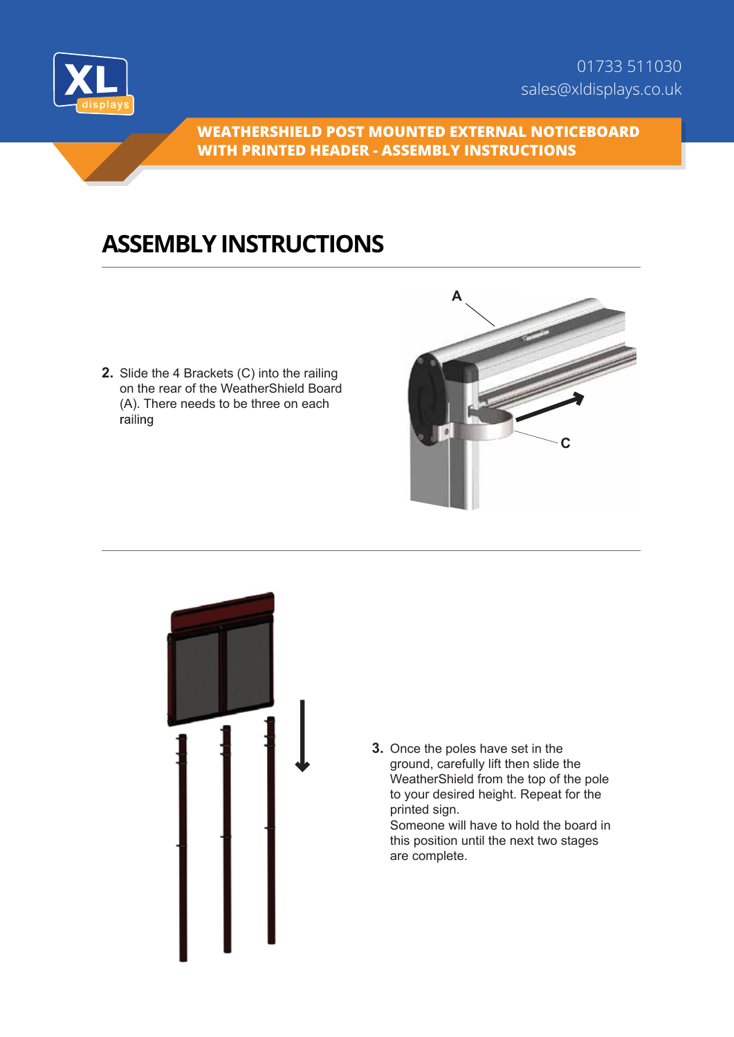# ASSEMBLY INSTRUCTIONS

2. Slide the 4 Brackets (C) into the railing on the rear of the WeatherShield Board (A). There needs to be three on each railing

3. Once the poles have set in the ground, carefully lift then slide the WeatherShield from the top of the pole to your desired height. Repeat for the printed sign.
   Someone will have to hold the board in this position until the next two stages are complete.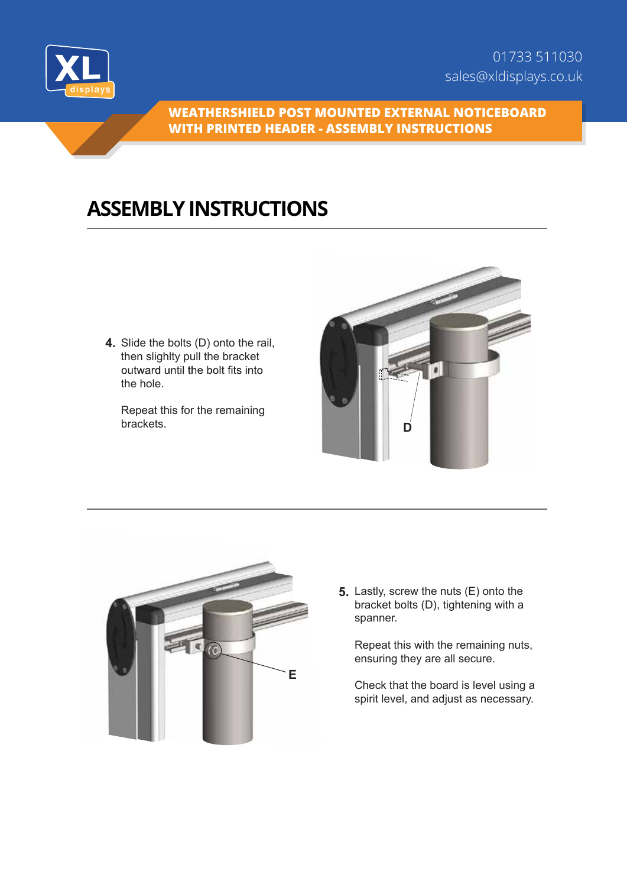# ASSEMBLY INSTRUCTIONS

4. Slide the bolts (D) onto the rail, then slightly pull the bracket outward until the bolt fits into the hole.

   Repeat this for the remaining brackets.

D

E

5. Lastly, screw the nuts (E) onto the bracket bolts (D), tightening with a spanner.

   Repeat this with the remaining nuts, ensuring they are all secure.

   Check that the board is level using a spirit level, and adjust as necessary.